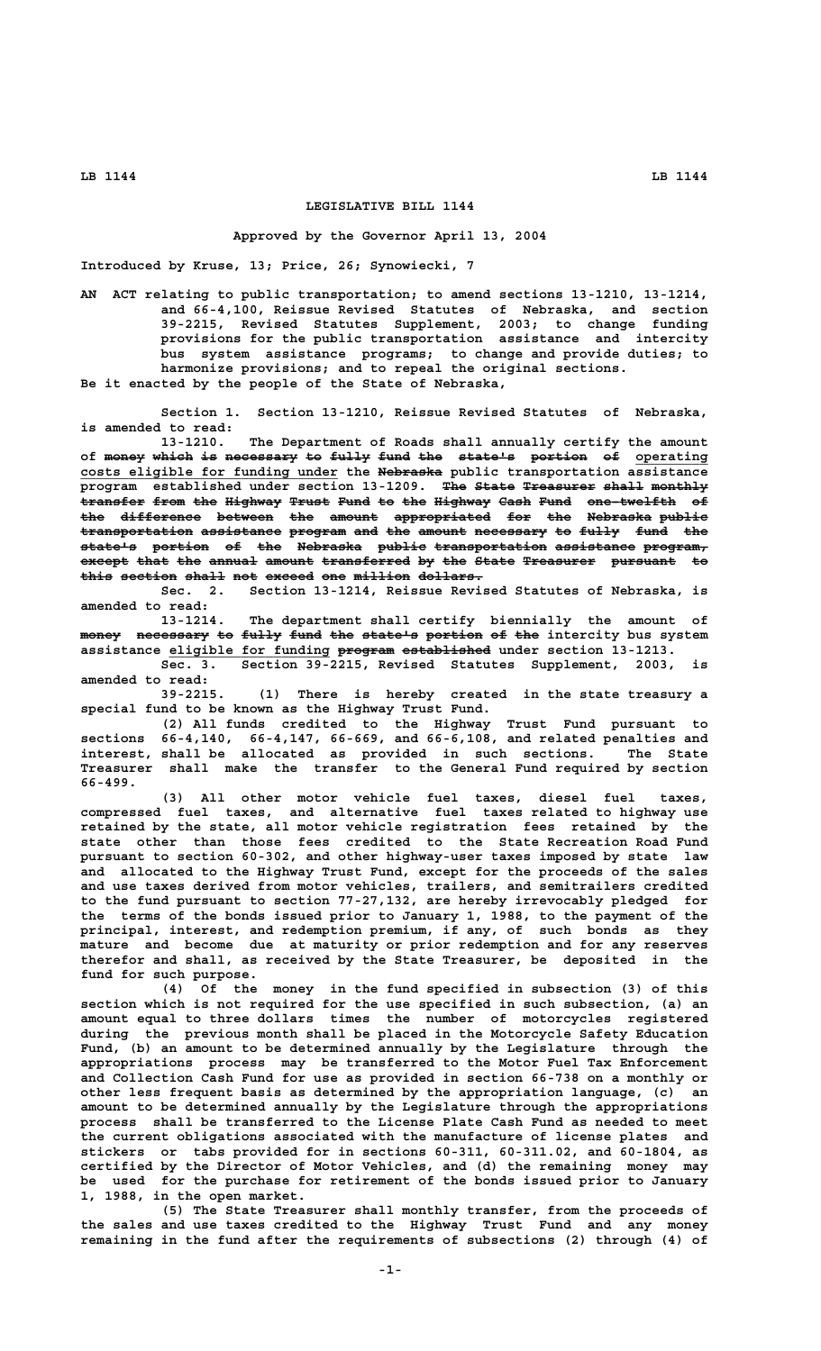# LEGISLATIVE BILL 1144

Approved by the Governor April 13, 2004

Introduced by Kruse, 13; Price, 26; Synowiecki, 7

AN ACT relating to public transportation; to amend sections 13-1210, 13-1214, and 66-4,100, Reissue Revised Statutes of Nebraska, and section 39-2215, Revised Statutes Supplement, 2003; to change funding provisions for the public transportation assistance and intercity bus system assistance programs; to change and provide duties; to harmonize provisions; and to repeal the original sections.

Be it enacted by the people of the State of Nebraska,

Section 1. Section 13-1210, Reissue Revised Statutes of Nebraska, is amended to read:

13-1210. The Department of Roads shall annually certify the amount of ~~money which is necessary to fully fund the state's portion of~~ operating costs eligible for funding under the ~~Nebraska~~ public transportation assistance program established under section 13-1209. ~~The State Treasurer shall monthly transfer from the Highway Trust Fund to the Highway Cash Fund one-twelfth of the difference between the amount appropriated for the Nebraska public transportation assistance program and the amount necessary to fully fund the state's portion of the Nebraska public transportation assistance program, except that the annual amount transferred by the State Treasurer pursuant to this section shall not exceed one million dollars.~~

Sec. 2. Section 13-1214, Reissue Revised Statutes of Nebraska, is amended to read:

13-1214. The department shall certify biennially the amount of ~~money necessary to fully fund the state's portion of the~~ intercity bus system assistance eligible for funding ~~program established~~ under section 13-1213.

Sec. 3. Section 39-2215, Revised Statutes Supplement, 2003, is amended to read:

39-2215. (1) There is hereby created in the state treasury a special fund to be known as the Highway Trust Fund.

(2) All funds credited to the Highway Trust Fund pursuant to sections 66-4,140, 66-4,147, 66-669, and 66-6,108, and related penalties and interest, shall be allocated as provided in such sections. The State Treasurer shall make the transfer to the General Fund required by section 66-499.

(3) All other motor vehicle fuel taxes, diesel fuel taxes, compressed fuel taxes, and alternative fuel taxes related to highway use retained by the state, all motor vehicle registration fees retained by the state other than those fees credited to the State Recreation Road Fund pursuant to section 60-302, and other highway-user taxes imposed by state law and allocated to the Highway Trust Fund, except for the proceeds of the sales and use taxes derived from motor vehicles, trailers, and semitrailers credited to the fund pursuant to section 77-27,132, are hereby irrevocably pledged for the terms of the bonds issued prior to January 1, 1988, to the payment of the principal, interest, and redemption premium, if any, of such bonds as they mature and become due at maturity or prior redemption and for any reserves therefor and shall, as received by the State Treasurer, be deposited in the fund for such purpose.

(4) Of the money in the fund specified in subsection (3) of this section which is not required for the use specified in such subsection, (a) an amount equal to three dollars times the number of motorcycles registered during the previous month shall be placed in the Motorcycle Safety Education Fund, (b) an amount to be determined annually by the Legislature through the appropriations process may be transferred to the Motor Fuel Tax Enforcement and Collection Cash Fund for use as provided in section 66-738 on a monthly or other less frequent basis as determined by the appropriation language, (c) an amount to be determined annually by the Legislature through the appropriations process shall be transferred to the License Plate Cash Fund as needed to meet the current obligations associated with the manufacture of license plates and stickers or tabs provided for in sections 60-311, 60-311.02, and 60-1804, as certified by the Director of Motor Vehicles, and (d) the remaining money may be used for the purchase for retirement of the bonds issued prior to January 1, 1988, in the open market.

(5) The State Treasurer shall monthly transfer, from the proceeds of the sales and use taxes credited to the Highway Trust Fund and any money remaining in the fund after the requirements of subsections (2) through (4) of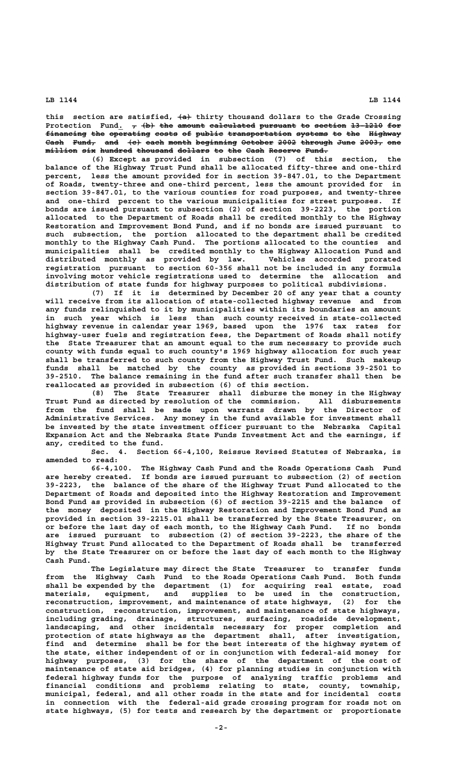this section are satisfied, ~~(a)~~ thirty thousand dollars to the Grade Crossing Protection Fund. ~~, (b) the amount calculated pursuant to section 13-1210 for financing the operating costs of public transportation systems to the Highway Cash Fund, and (c) each month beginning October 2002 through June 2003, one million six hundred thousand dollars to the Cash Reserve Fund.~~

(6) Except as provided in subsection (7) of this section, the balance of the Highway Trust Fund shall be allocated fifty-three and one-third percent, less the amount provided for in section 39-847.01, to the Department of Roads, twenty-three and one-third percent, less the amount provided for in section 39-847.01, to the various counties for road purposes, and twenty-three and one-third percent to the various municipalities for street purposes. If bonds are issued pursuant to subsection (2) of section 39-2223, the portion allocated to the Department of Roads shall be credited monthly to the Highway Restoration and Improvement Bond Fund, and if no bonds are issued pursuant to such subsection, the portion allocated to the department shall be credited monthly to the Highway Cash Fund. The portions allocated to the counties and municipalities shall be credited monthly to the Highway Allocation Fund and distributed monthly as provided by law. Vehicles accorded prorated registration pursuant to section 60-356 shall not be included in any formula involving motor vehicle registrations used to determine the allocation and distribution of state funds for highway purposes to political subdivisions.

(7) If it is determined by December 20 of any year that a county will receive from its allocation of state-collected highway revenue and from any funds relinquished to it by municipalities within its boundaries an amount in such year which is less than such county received in state-collected highway revenue in calendar year 1969, based upon the 1976 tax rates for highway-user fuels and registration fees, the Department of Roads shall notify the State Treasurer that an amount equal to the sum necessary to provide such county with funds equal to such county's 1969 highway allocation for such year shall be transferred to such county from the Highway Trust Fund. Such makeup funds shall be matched by the county as provided in sections 39-2501 to 39-2510. The balance remaining in the fund after such transfer shall then be reallocated as provided in subsection (6) of this section.

(8) The State Treasurer shall disburse the money in the Highway Trust Fund as directed by resolution of the commission. All disbursements from the fund shall be made upon warrants drawn by the Director of Administrative Services. Any money in the fund available for investment shall be invested by the state investment officer pursuant to the Nebraska Capital Expansion Act and the Nebraska State Funds Investment Act and the earnings, if any, credited to the fund.

Sec. 4. Section 66-4,100, Reissue Revised Statutes of Nebraska, is amended to read:

66-4,100. The Highway Cash Fund and the Roads Operations Cash Fund are hereby created. If bonds are issued pursuant to subsection (2) of section 39-2223, the balance of the share of the Highway Trust Fund allocated to the Department of Roads and deposited into the Highway Restoration and Improvement Bond Fund as provided in subsection (6) of section 39-2215 and the balance of the money deposited in the Highway Restoration and Improvement Bond Fund as provided in section 39-2215.01 shall be transferred by the State Treasurer, on or before the last day of each month, to the Highway Cash Fund. If no bonds are issued pursuant to subsection (2) of section 39-2223, the share of the Highway Trust Fund allocated to the Department of Roads shall be transferred by the State Treasurer on or before the last day of each month to the Highway Cash Fund.

The Legislature may direct the State Treasurer to transfer funds from the Highway Cash Fund to the Roads Operations Cash Fund. Both funds shall be expended by the department (1) for acquiring real estate, road materials, equipment, and supplies to be used in the construction, reconstruction, improvement, and maintenance of state highways, (2) for the construction, reconstruction, improvement, and maintenance of state highways, including grading, drainage, structures, surfacing, roadside development, landscaping, and other incidentals necessary for proper completion and protection of state highways as the department shall, after investigation, find and determine shall be for the best interests of the highway system of the state, either independent of or in conjunction with federal-aid money for highway purposes, (3) for the share of the department of the cost of maintenance of state aid bridges, (4) for planning studies in conjunction with federal highway funds for the purpose of analyzing traffic problems and financial conditions and problems relating to state, county, township, municipal, federal, and all other roads in the state and for incidental costs in connection with the federal-aid grade crossing program for roads not on state highways, (5) for tests and research by the department or proportionate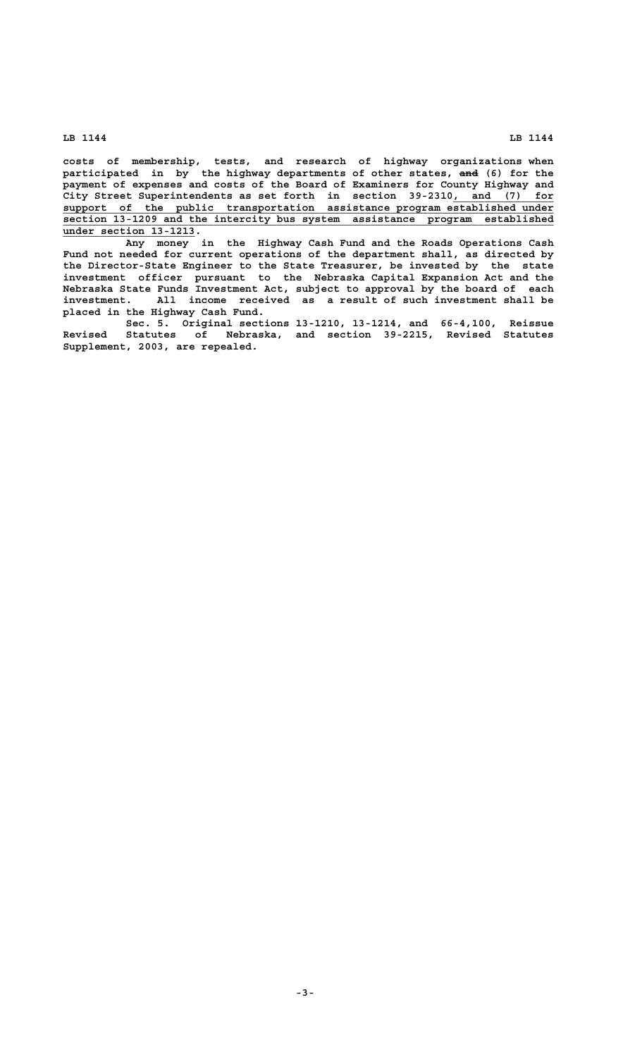costs of membership, tests, and research of highway organizations when participated in by the highway departments of other states, ~~and~~ (6) for the payment of expenses and costs of the Board of Examiners for County Highway and City Street Superintendents as set forth in section 39-2310, and (7) for support of the public transportation assistance program established under section 13-1209 and the intercity bus system assistance program established under section 13-1213.

Any money in the Highway Cash Fund and the Roads Operations Cash Fund not needed for current operations of the department shall, as directed by the Director-State Engineer to the State Treasurer, be invested by the state investment officer pursuant to the Nebraska Capital Expansion Act and the Nebraska State Funds Investment Act, subject to approval by the board of each investment. All income received as a result of such investment shall be placed in the Highway Cash Fund.

Sec. 5. Original sections 13-1210, 13-1214, and 66-4,100, Reissue Revised Statutes of Nebraska, and section 39-2215, Revised Statutes Supplement, 2003, are repealed.